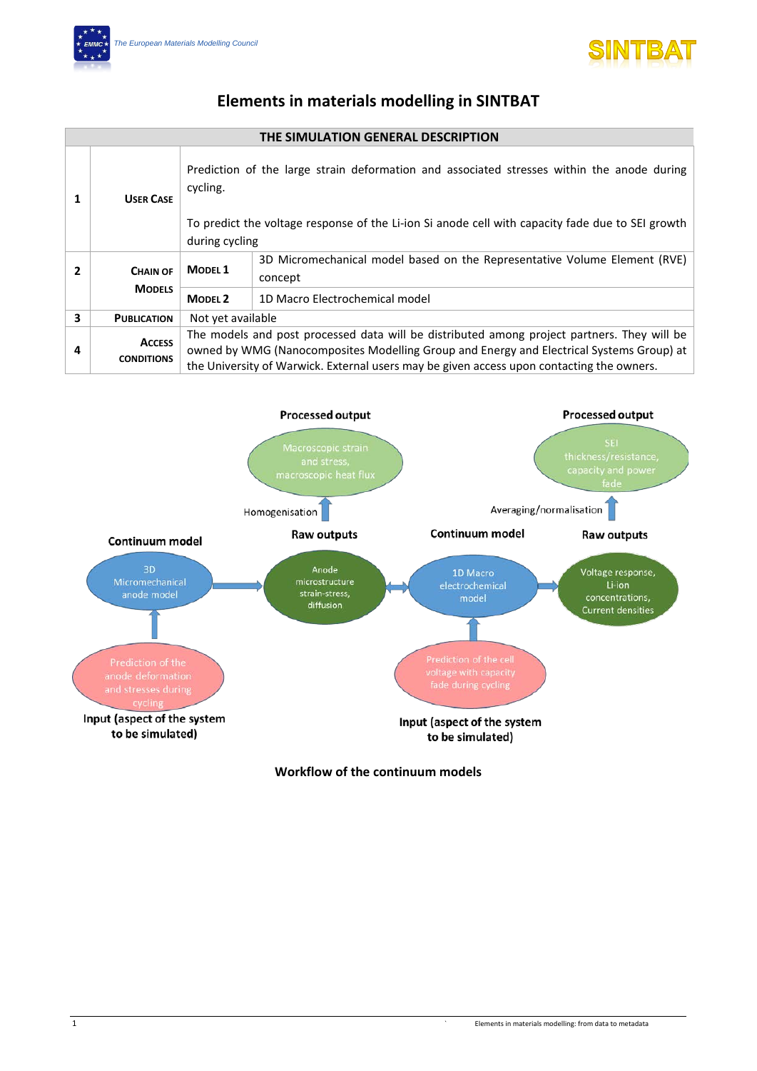# Elements in materials modelling in SINTBAT

| THE SIMULATION GENERAL DESCRIPTION | | | |
|---|---|---|---|
| 1 | USER CASE | Prediction of the large strain deformation and associated stresses within the anode during cycling.<br><br>To predict the voltage response of the Li-ion Si anode cell with capacity fade due to SEI growth during cycling | |
| 2 | CHAIN OF MODELS | MODEL 1 | 3D Micromechanical model based on the Representative Volume Element (RVE) concept |
| | | MODEL 2 | 1D Macro Electrochemical model |
| 3 | PUBLICATION | Not yet available | |
| 4 | ACCESS CONDITIONS | The models and post processed data will be distributed among project partners. They will be owned by WMG (Nanocomposites Modelling Group and Energy and Electrical Systems Group) at the University of Warwick. External users may be given access upon contacting the owners. | |

Processed output

Macroscopic strain and stress, macroscopic heat flux

Homogenisation

Processed output

SEI thickness/resistance, capacity and power fade

Averaging/normalisation

Continuum model

3D Micromechanical anode model

Raw outputs

Anode microstructure strain-stress, diffusion

Continuum model

1D Macro electrochemical model

Raw outputs

Voltage response, Li-ion concentrations, Current densities

Prediction of the anode deformation and stresses during cycling

Input (aspect of the system to be simulated)

Prediction of the cell voltage with capacity fade during cycling

Input (aspect of the system to be simulated)

**Workflow of the continuum models**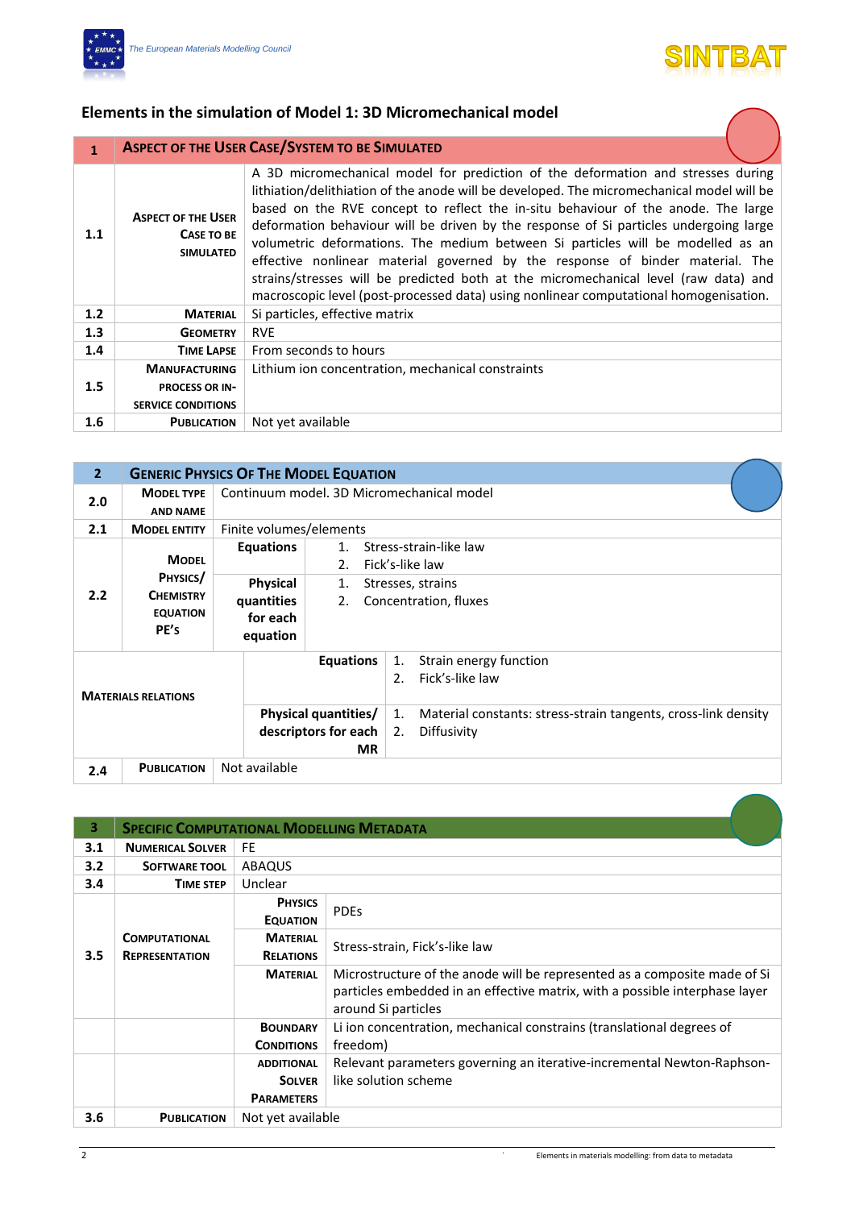## Elements in the simulation of Model 1: 3D Micromechanical model

| 1 | ASPECT OF THE USER CASE/SYSTEM TO BE SIMULATED |
|---|---|
| 1.1 | **ASPECT OF THE USER CASE TO BE SIMULATED** | A 3D micromechanical model for prediction of the deformation and stresses during lithiation/delithiation of the anode will be developed. The micromechanical model will be based on the RVE concept to reflect the in-situ behaviour of the anode. The large deformation behaviour will be driven by the response of Si particles undergoing large volumetric deformations. The medium between Si particles will be modelled as an effective nonlinear material governed by the response of binder material. The strains/stresses will be predicted both at the micromechanical level (raw data) and macroscopic level (post-processed data) using nonlinear computational homogenisation. |
| 1.2 | **MATERIAL** | Si particles, effective matrix |
| 1.3 | **GEOMETRY** | RVE |
| 1.4 | **TIME LAPSE** | From seconds to hours |
| 1.5 | **MANUFACTURING PROCESS OR IN-SERVICE CONDITIONS** | Lithium ion concentration, mechanical constraints |
| 1.6 | **PUBLICATION** | Not yet available |

| 2 | GENERIC PHYSICS OF THE MODEL EQUATION | | |
|---|---|---|---|
| 2.0 | **MODEL TYPE AND NAME** | Continuum model. 3D Micromechanical model | |
| 2.1 | **MODEL ENTITY** | Finite volumes/elements | |
| 2.2 | **MODEL PHYSICS/ CHEMISTRY EQUATION PE'S** | **Equations** | 1. Stress-strain-like law<br>2. Fick's-like law |
| | | **Physical quantities for each equation** | 1. Stresses, strains<br>2. Concentration, fluxes |
| **MATERIALS RELATIONS** | | **Equations** | 1. Strain energy function<br>2. Fick's-like law |
| | | **Physical quantities/ descriptors for each MR** | 1. Material constants: stress-strain tangents, cross-link density<br>2. Diffusivity |
| 2.4 | **PUBLICATION** | Not available | |

| 3 | SPECIFIC COMPUTATIONAL MODELLING METADATA | | |
|---|---|---|---|
| 3.1 | **NUMERICAL SOLVER** | FE | |
| 3.2 | **SOFTWARE TOOL** | ABAQUS | |
| 3.4 | **TIME STEP** | Unclear | |
| 3.5 | **COMPUTATIONAL REPRESENTATION** | **PHYSICS EQUATION** | PDEs |
| | | **MATERIAL RELATIONS** | Stress-strain, Fick's-like law |
| | | **MATERIAL** | Microstructure of the anode will be represented as a composite made of Si particles embedded in an effective matrix, with a possible interphase layer around Si particles |
| | | **BOUNDARY CONDITIONS** | Li ion concentration, mechanical constrains (translational degrees of freedom) |
| | | **ADDITIONAL SOLVER PARAMETERS** | Relevant parameters governing an iterative-incremental Newton-Raphson-like solution scheme |
| 3.6 | **PUBLICATION** | Not yet available | |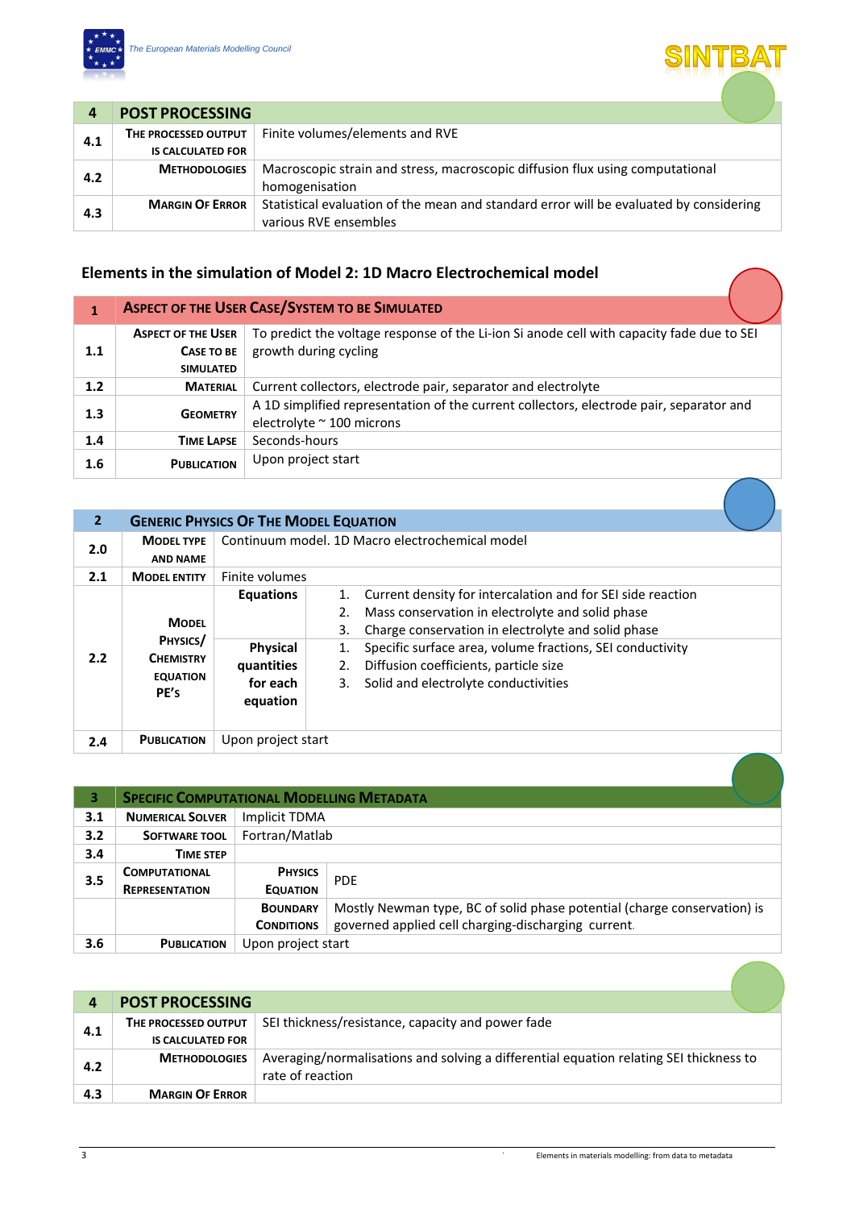| 4 | POST PROCESSING |
|---|---|
| 4.1 | **The processed output is calculated for** | Finite volumes/elements and RVE |
| 4.2 | **Methodologies** | Macroscopic strain and stress, macroscopic diffusion flux using computational homogenisation |
| 4.3 | **Margin Of Error** | Statistical evaluation of the mean and standard error will be evaluated by considering various RVE ensembles |

## Elements in the simulation of Model 2: 1D Macro Electrochemical model

| 1 | Aspect of the User Case/System to be Simulated | |
|---|---|---|
| 1.1 | **Aspect of the User Case to be simulated** | To predict the voltage response of the Li-ion Si anode cell with capacity fade due to SEI growth during cycling |
| 1.2 | **Material** | Current collectors, electrode pair, separator and electrolyte |
| 1.3 | **Geometry** | A 1D simplified representation of the current collectors, electrode pair, separator and electrolyte ~ 100 microns |
| 1.4 | **Time Lapse** | Seconds-hours |
| 1.6 | **Publication** | Upon project start |

| 2 | Generic Physics Of The Model Equation | | |
|---|---|---|---|
| 2.0 | **Model type and name** | Continuum model. 1D Macro electrochemical model | |
| 2.1 | **Model entity** | Finite volumes | |
| 2.2 | **Model Physics/ Chemistry equation PE's** | **Equations** | 1. Current density for intercalation and for SEI side reaction<br>2. Mass conservation in electrolyte and solid phase<br>3. Charge conservation in electrolyte and solid phase |
| | | **Physical quantities for each equation** | 1. Specific surface area, volume fractions, SEI conductivity<br>2. Diffusion coefficients, particle size<br>3. Solid and electrolyte conductivities |
| 2.4 | **Publication** | Upon project start | |

| 3 | Specific Computational Modelling Metadata | | |
|---|---|---|---|
| 3.1 | **Numerical Solver** | Implicit TDMA | |
| 3.2 | **Software tool** | Fortran/Matlab | |
| 3.4 | **Time step** | | |
| 3.5 | **Computational Representation** | **Physics Equation** | PDE |
| | | **Boundary Conditions** | Mostly Newman type, BC of solid phase potential (charge conservation) is governed applied cell charging-discharging current. |
| 3.6 | **Publication** | Upon project start | |

| 4 | POST PROCESSING |
|---|---|
| 4.1 | **The processed output is calculated for** | SEI thickness/resistance, capacity and power fade |
| 4.2 | **Methodologies** | Averaging/normalisations and solving a differential equation relating SEI thickness to rate of reaction |
| 4.3 | **Margin Of Error** | |